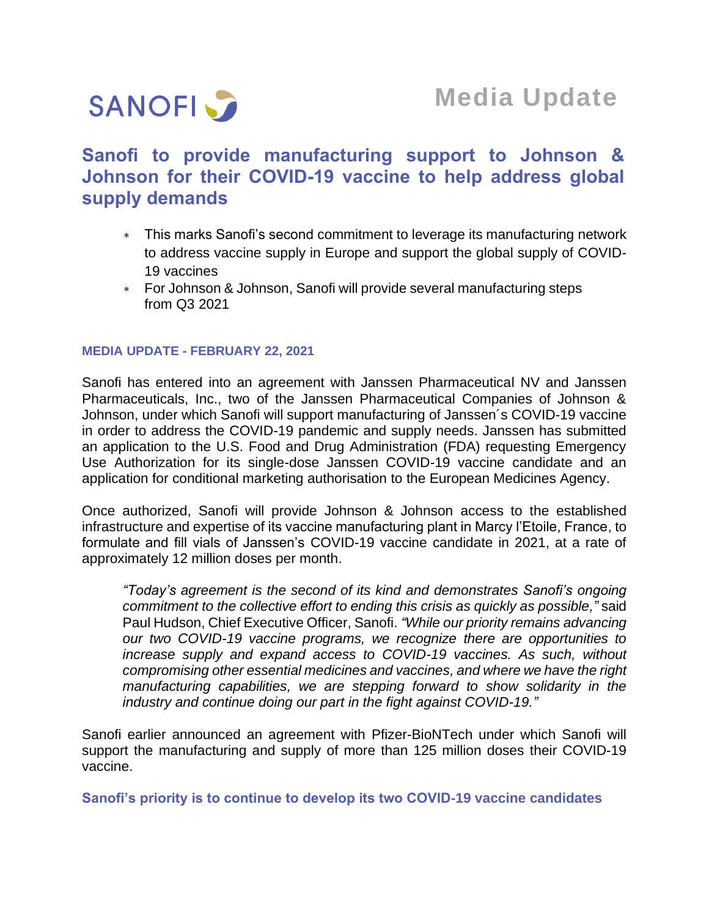SANOFI

Media Update

# Sanofi to provide manufacturing support to Johnson & Johnson for their COVID-19 vaccine to help address global supply demands

- This marks Sanofi's second commitment to leverage its manufacturing network to address vaccine supply in Europe and support the global supply of COVID-19 vaccines
- For Johnson & Johnson, Sanofi will provide several manufacturing steps from Q3 2021

**MEDIA UPDATE - FEBRUARY 22, 2021**

Sanofi has entered into an agreement with Janssen Pharmaceutical NV and Janssen Pharmaceuticals, Inc., two of the Janssen Pharmaceutical Companies of Johnson & Johnson, under which Sanofi will support manufacturing of Janssen´s COVID-19 vaccine in order to address the COVID-19 pandemic and supply needs. Janssen has submitted an application to the U.S. Food and Drug Administration (FDA) requesting Emergency Use Authorization for its single-dose Janssen COVID-19 vaccine candidate and an application for conditional marketing authorisation to the European Medicines Agency.

Once authorized, Sanofi will provide Johnson & Johnson access to the established infrastructure and expertise of its vaccine manufacturing plant in Marcy l'Etoile, France, to formulate and fill vials of Janssen's COVID-19 vaccine candidate in 2021, at a rate of approximately 12 million doses per month.

> *"Today's agreement is the second of its kind and demonstrates Sanofi's ongoing commitment to the collective effort to ending this crisis as quickly as possible,"* said Paul Hudson, Chief Executive Officer, Sanofi. *"While our priority remains advancing our two COVID-19 vaccine programs, we recognize there are opportunities to increase supply and expand access to COVID-19 vaccines. As such, without compromising other essential medicines and vaccines, and where we have the right manufacturing capabilities, we are stepping forward to show solidarity in the industry and continue doing our part in the fight against COVID-19."*

Sanofi earlier announced an agreement with Pfizer-BioNTech under which Sanofi will support the manufacturing and supply of more than 125 million doses their COVID-19 vaccine.

**Sanofi's priority is to continue to develop its two COVID-19 vaccine candidates**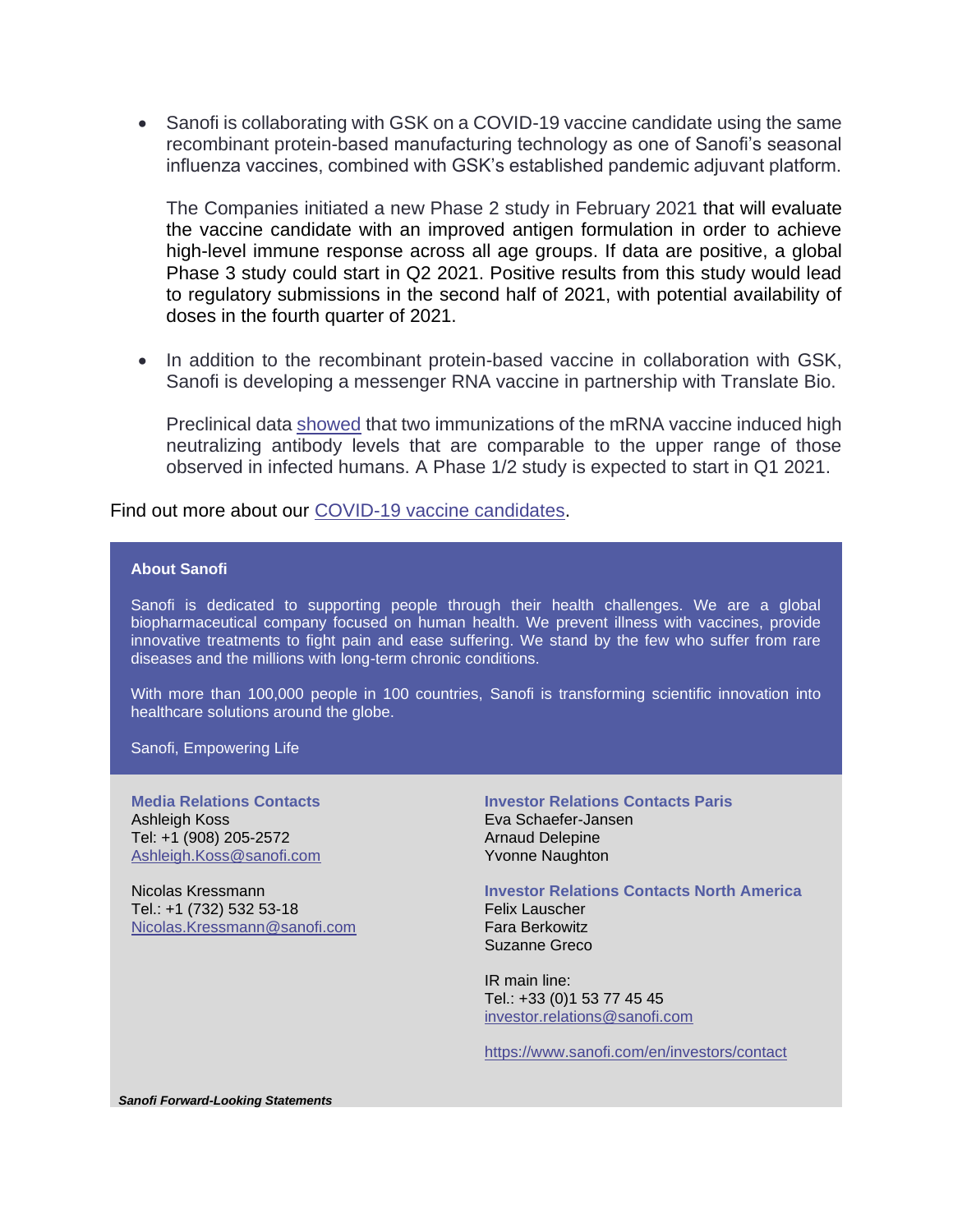- Sanofi is collaborating with GSK on a COVID-19 vaccine candidate using the same recombinant protein-based manufacturing technology as one of Sanofi's seasonal influenza vaccines, combined with GSK's established pandemic adjuvant platform.

  The Companies initiated a new Phase 2 study in February 2021 that will evaluate the vaccine candidate with an improved antigen formulation in order to achieve high-level immune response across all age groups. If data are positive, a global Phase 3 study could start in Q2 2021. Positive results from this study would lead to regulatory submissions in the second half of 2021, with potential availability of doses in the fourth quarter of 2021.

- In addition to the recombinant protein-based vaccine in collaboration with GSK, Sanofi is developing a messenger RNA vaccine in partnership with Translate Bio.

  Preclinical data showed that two immunizations of the mRNA vaccine induced high neutralizing antibody levels that are comparable to the upper range of those observed in infected humans. A Phase 1/2 study is expected to start in Q1 2021.

Find out more about our COVID-19 vaccine candidates.

**About Sanofi**

Sanofi is dedicated to supporting people through their health challenges. We are a global biopharmaceutical company focused on human health. We prevent illness with vaccines, provide innovative treatments to fight pain and ease suffering. We stand by the few who suffer from rare diseases and the millions with long-term chronic conditions.

With more than 100,000 people in 100 countries, Sanofi is transforming scientific innovation into healthcare solutions around the globe.

Sanofi, Empowering Life

**Media Relations Contacts**
Ashleigh Koss
Tel: +1 (908) 205-2572
Ashleigh.Koss@sanofi.com

Nicolas Kressmann
Tel.: +1 (732) 532 53-18
Nicolas.Kressmann@sanofi.com

**Investor Relations Contacts Paris**
Eva Schaefer-Jansen
Arnaud Delepine
Yvonne Naughton

**Investor Relations Contacts North America**
Felix Lauscher
Fara Berkowitz
Suzanne Greco

IR main line:
Tel.: +33 (0)1 53 77 45 45
investor.relations@sanofi.com

https://www.sanofi.com/en/investors/contact

***Sanofi Forward-Looking Statements***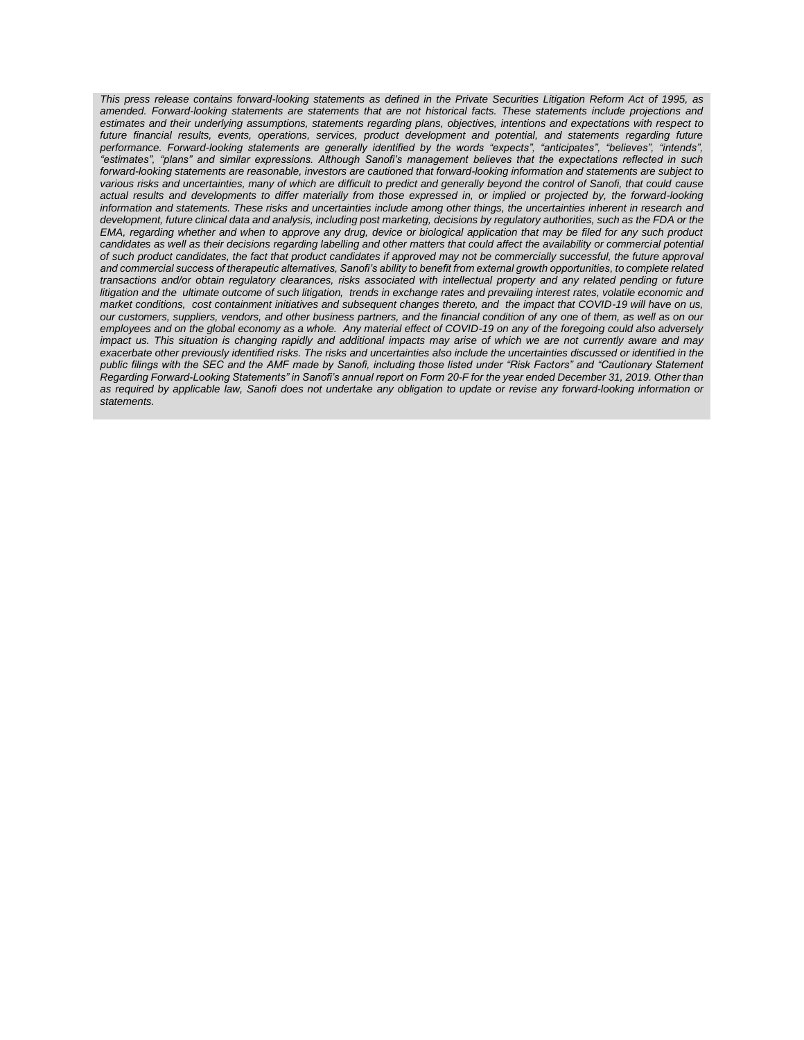*This press release contains forward-looking statements as defined in the Private Securities Litigation Reform Act of 1995, as amended. Forward-looking statements are statements that are not historical facts. These statements include projections and estimates and their underlying assumptions, statements regarding plans, objectives, intentions and expectations with respect to future financial results, events, operations, services, product development and potential, and statements regarding future performance. Forward-looking statements are generally identified by the words "expects", "anticipates", "believes", "intends", "estimates", "plans" and similar expressions. Although Sanofi's management believes that the expectations reflected in such forward-looking statements are reasonable, investors are cautioned that forward-looking information and statements are subject to various risks and uncertainties, many of which are difficult to predict and generally beyond the control of Sanofi, that could cause actual results and developments to differ materially from those expressed in, or implied or projected by, the forward-looking information and statements. These risks and uncertainties include among other things, the uncertainties inherent in research and development, future clinical data and analysis, including post marketing, decisions by regulatory authorities, such as the FDA or the EMA, regarding whether and when to approve any drug, device or biological application that may be filed for any such product candidates as well as their decisions regarding labelling and other matters that could affect the availability or commercial potential of such product candidates, the fact that product candidates if approved may not be commercially successful, the future approval and commercial success of therapeutic alternatives, Sanofi's ability to benefit from external growth opportunities, to complete related transactions and/or obtain regulatory clearances, risks associated with intellectual property and any related pending or future litigation and the ultimate outcome of such litigation, trends in exchange rates and prevailing interest rates, volatile economic and market conditions, cost containment initiatives and subsequent changes thereto, and the impact that COVID-19 will have on us, our customers, suppliers, vendors, and other business partners, and the financial condition of any one of them, as well as on our employees and on the global economy as a whole. Any material effect of COVID-19 on any of the foregoing could also adversely impact us. This situation is changing rapidly and additional impacts may arise of which we are not currently aware and may exacerbate other previously identified risks. The risks and uncertainties also include the uncertainties discussed or identified in the public filings with the SEC and the AMF made by Sanofi, including those listed under "Risk Factors" and "Cautionary Statement Regarding Forward-Looking Statements" in Sanofi's annual report on Form 20-F for the year ended December 31, 2019. Other than as required by applicable law, Sanofi does not undertake any obligation to update or revise any forward-looking information or statements.*